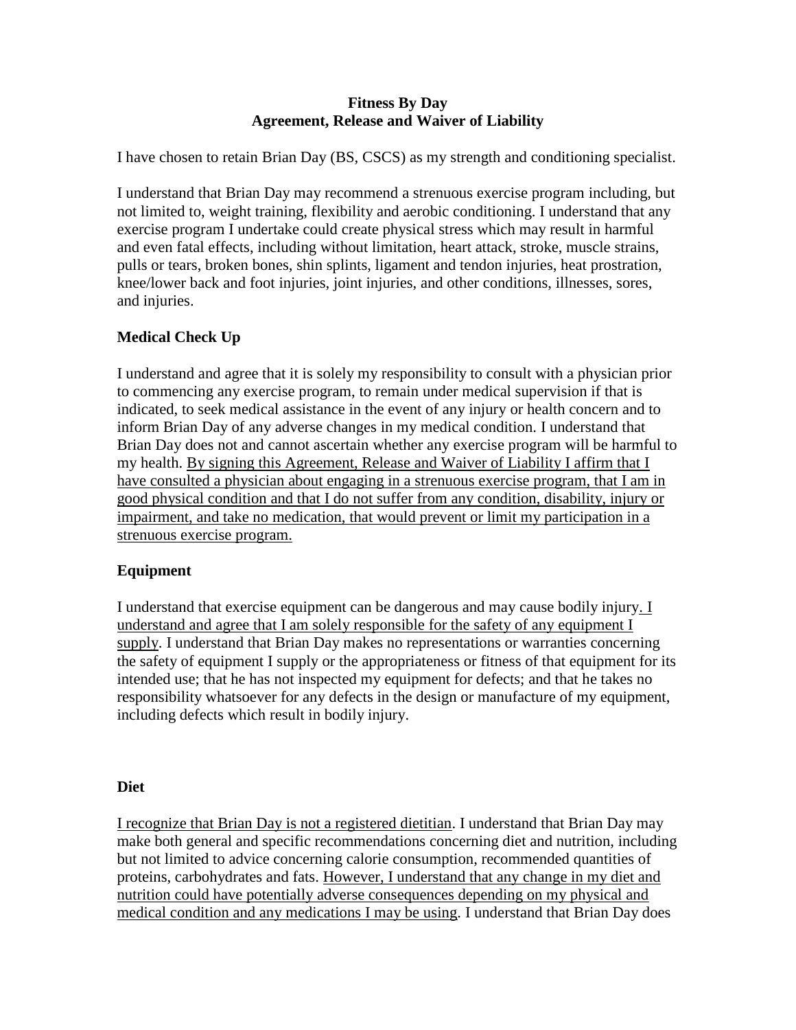**Fitness By Day**
**Agreement, Release and Waiver of Liability**

I have chosen to retain Brian Day (BS, CSCS) as my strength and conditioning specialist.

I understand that Brian Day may recommend a strenuous exercise program including, but not limited to, weight training, flexibility and aerobic conditioning. I understand that any exercise program I undertake could create physical stress which may result in harmful and even fatal effects, including without limitation, heart attack, stroke, muscle strains, pulls or tears, broken bones, shin splints, ligament and tendon injuries, heat prostration, knee/lower back and foot injuries, joint injuries, and other conditions, illnesses, sores, and injuries.

## Medical Check Up

I understand and agree that it is solely my responsibility to consult with a physician prior to commencing any exercise program, to remain under medical supervision if that is indicated, to seek medical assistance in the event of any injury or health concern and to inform Brian Day of any adverse changes in my medical condition. I understand that Brian Day does not and cannot ascertain whether any exercise program will be harmful to my health. <u>By signing this Agreement, Release and Waiver of Liability I affirm that I have consulted a physician about engaging in a strenuous exercise program, that I am in good physical condition and that I do not suffer from any condition, disability, injury or impairment, and take no medication, that would prevent or limit my participation in a strenuous exercise program.</u>

## Equipment

I understand that exercise equipment can be dangerous and may cause bodily injury. <u>I understand and agree that I am solely responsible for the safety of any equipment I supply</u>. I understand that Brian Day makes no representations or warranties concerning the safety of equipment I supply or the appropriateness or fitness of that equipment for its intended use; that he has not inspected my equipment for defects; and that he takes no responsibility whatsoever for any defects in the design or manufacture of my equipment, including defects which result in bodily injury.

## Diet

<u>I recognize that Brian Day is not a registered dietitian</u>. I understand that Brian Day may make both general and specific recommendations concerning diet and nutrition, including but not limited to advice concerning calorie consumption, recommended quantities of proteins, carbohydrates and fats. <u>However, I understand that any change in my diet and nutrition could have potentially adverse consequences depending on my physical and medical condition and any medications I may be using</u>. I understand that Brian Day does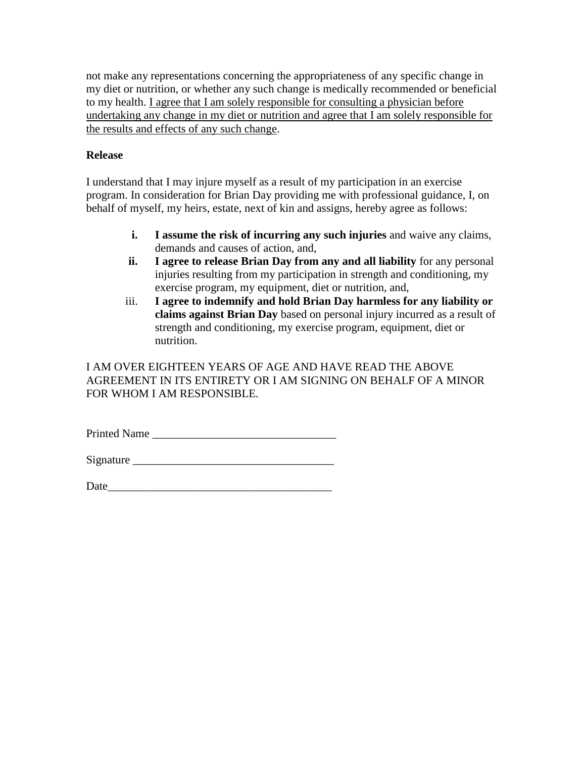not make any representations concerning the appropriateness of any specific change in my diet or nutrition, or whether any such change is medically recommended or beneficial to my health. <u>I agree that I am solely responsible for consulting a physician before undertaking any change in my diet or nutrition and agree that I am solely responsible for the results and effects of any such change</u>.

**Release**

I understand that I may injure myself as a result of my participation in an exercise program. In consideration for Brian Day providing me with professional guidance, I, on behalf of myself, my heirs, estate, next of kin and assigns, hereby agree as follows:

- **i.** **I assume the risk of incurring any such injuries** and waive any claims, demands and causes of action, and,
- **ii.** **I agree to release Brian Day from any and all liability** for any personal injuries resulting from my participation in strength and conditioning, my exercise program, my equipment, diet or nutrition, and,
- iii. **I agree to indemnify and hold Brian Day harmless for any liability or claims against Brian Day** based on personal injury incurred as a result of strength and conditioning, my exercise program, equipment, diet or nutrition.

I AM OVER EIGHTEEN YEARS OF AGE AND HAVE READ THE ABOVE AGREEMENT IN ITS ENTIRETY OR I AM SIGNING ON BEHALF OF A MINOR FOR WHOM I AM RESPONSIBLE.

Printed Name ________________________________

Signature ___________________________________

Date_______________________________________